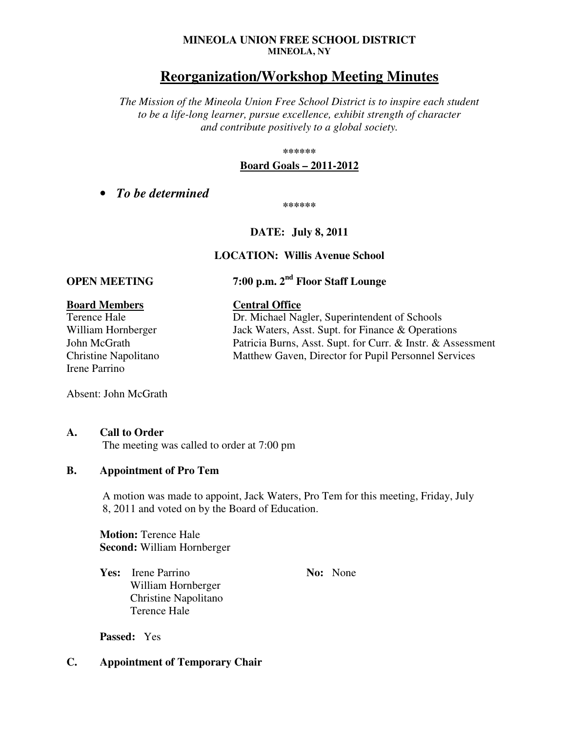**MINEOLA UNION FREE SCHOOL DISTRICT**
**MINEOLA, NY**

# Reorganization/Workshop Meeting Minutes

*The Mission of the Mineola Union Free School District is to inspire each student to be a life-long learner, pursue excellence, exhibit strength of character and contribute positively to a global society.*

******

**Board Goals – 2011-2012**

- ***To be determined***

******

**DATE: July 8, 2011**

**LOCATION: Willis Avenue School**

**OPEN MEETING** **7:00 p.m. 2nd Floor Staff Lounge**

| **Board Members** | **Central Office** |
|---|---|
| Terence Hale | Dr. Michael Nagler, Superintendent of Schools |
| William Hornberger | Jack Waters, Asst. Supt. for Finance & Operations |
| John McGrath | Patricia Burns, Asst. Supt. for Curr. & Instr. & Assessment |
| Christine Napolitano | Matthew Gaven, Director for Pupil Personnel Services |
| Irene Parrino | |

Absent: John McGrath

## A. Call to Order

The meeting was called to order at 7:00 pm

## B. Appointment of Pro Tem

A motion was made to appoint, Jack Waters, Pro Tem for this meeting, Friday, July 8, 2011 and voted on by the Board of Education.

**Motion:** Terence Hale
**Second:** William Hornberger

**Yes:** Irene Parrino, William Hornberger, Christine Napolitano, Terence Hale

**No:** None

**Passed:** Yes

## C. Appointment of Temporary Chair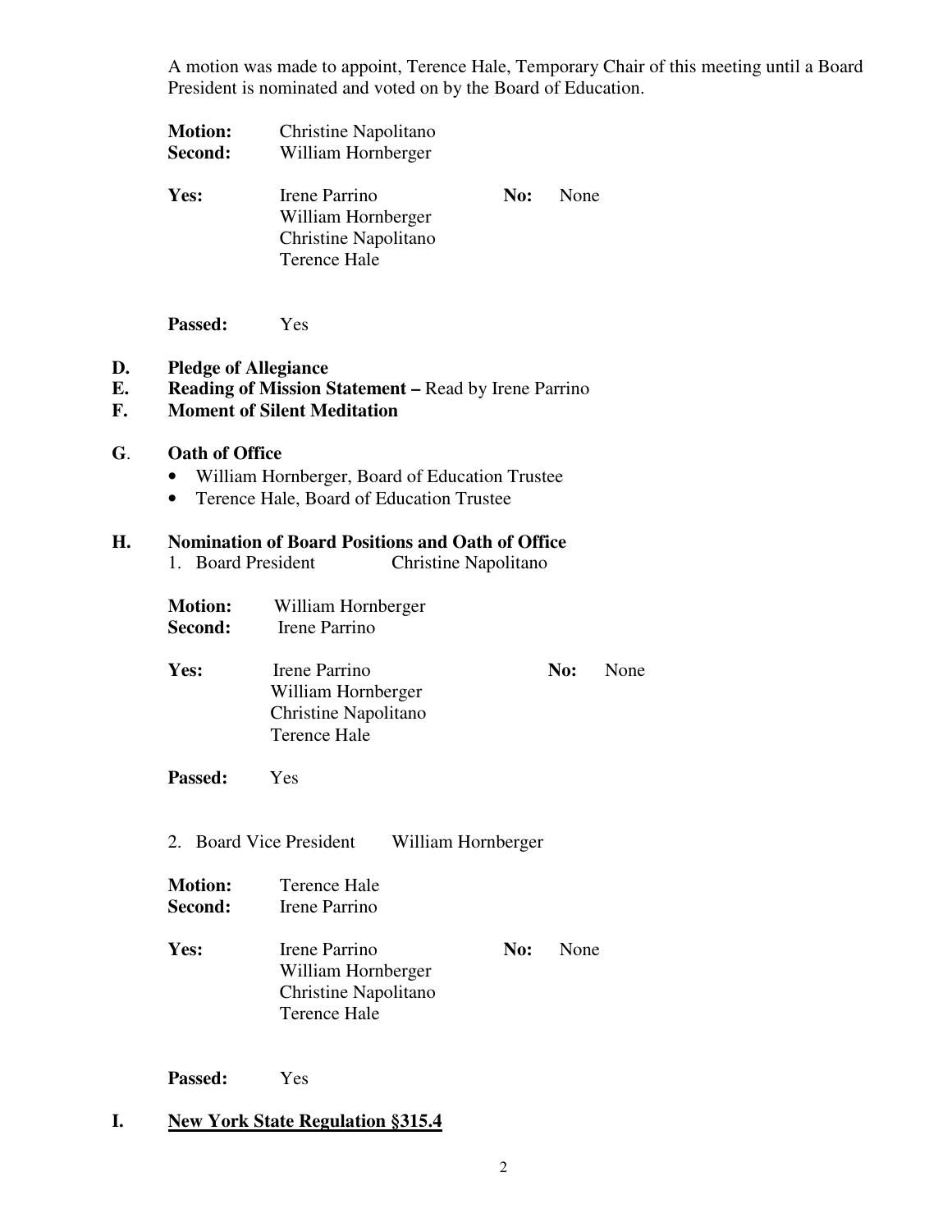A motion was made to appoint, Terence Hale, Temporary Chair of this meeting until a Board President is nominated and voted on by the Board of Education.

**Motion:** Christine Napolitano
**Second:** William Hornberger

**Yes:** Irene Parrino, William Hornberger, Christine Napolitano, Terence Hale
**No:** None

**Passed:** Yes

**D. Pledge of Allegiance**

**E. Reading of Mission Statement –** Read by Irene Parrino

**F. Moment of Silent Meditation**

**G. Oath of Office**

- William Hornberger, Board of Education Trustee
- Terence Hale, Board of Education Trustee

**H. Nomination of Board Positions and Oath of Office**

1. Board President — Christine Napolitano

**Motion:** William Hornberger
**Second:** Irene Parrino

**Yes:** Irene Parrino, William Hornberger, Christine Napolitano, Terence Hale
**No:** None

**Passed:** Yes

2. Board Vice President — William Hornberger

**Motion:** Terence Hale
**Second:** Irene Parrino

**Yes:** Irene Parrino, William Hornberger, Christine Napolitano, Terence Hale
**No:** None

**Passed:** Yes

**I. <u>New York State Regulation §315.4</u>**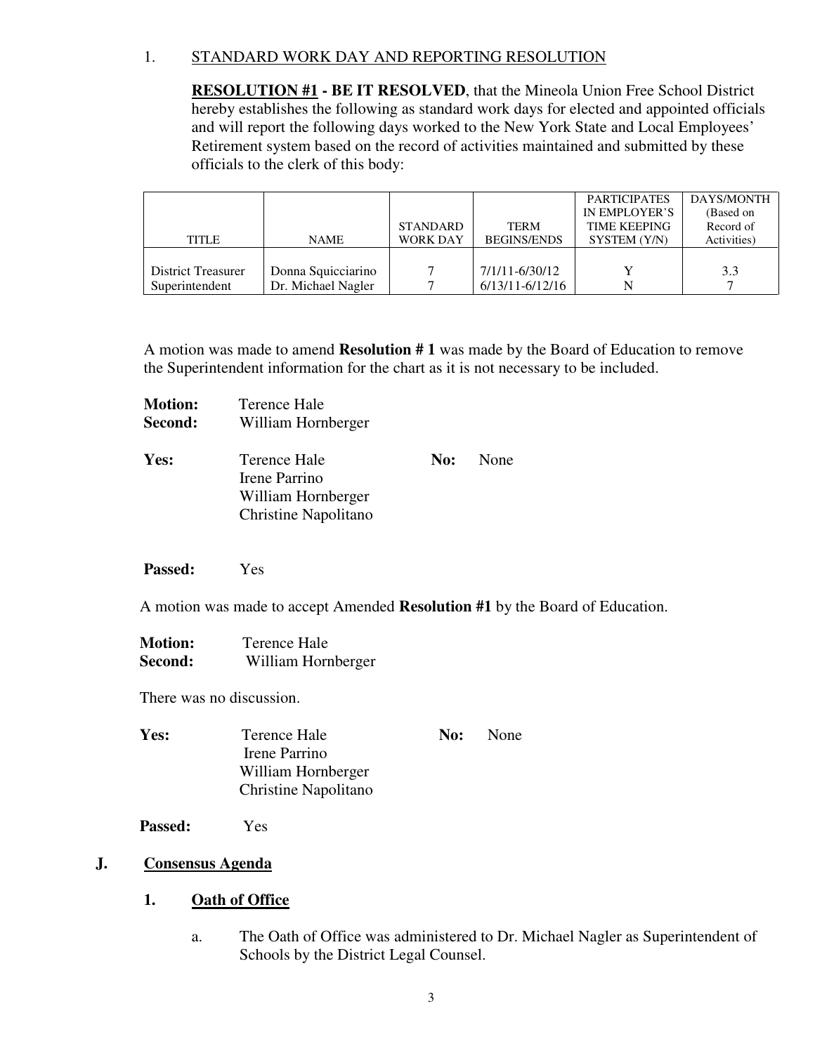1. STANDARD WORK DAY AND REPORTING RESOLUTION

**RESOLUTION #1 - BE IT RESOLVED**, that the Mineola Union Free School District hereby establishes the following as standard work days for elected and appointed officials and will report the following days worked to the New York State and Local Employees' Retirement system based on the record of activities maintained and submitted by these officials to the clerk of this body:

| TITLE | NAME | STANDARD WORK DAY | TERM BEGINS/ENDS | PARTICIPATES IN EMPLOYER'S TIME KEEPING SYSTEM (Y/N) | DAYS/MONTH (Based on Record of Activities) |
|---|---|---|---|---|---|
| District Treasurer | Donna Squicciarino | 7 | 7/1/11-6/30/12 | Y | 3.3 |
| Superintendent | Dr. Michael Nagler | 7 | 6/13/11-6/12/16 | N | 7 |

A motion was made to amend **Resolution # 1** was made by the Board of Education to remove the Superintendent information for the chart as it is not necessary to be included.

**Motion:** Terence Hale
**Second:** William Hornberger

**Yes:** Terence Hale, Irene Parrino, William Hornberger, Christine Napolitano
**No:** None

**Passed:** Yes

A motion was made to accept Amended **Resolution #1** by the Board of Education.

**Motion:** Terence Hale
**Second:** William Hornberger

There was no discussion.

**Yes:** Terence Hale, Irene Parrino, William Hornberger, Christine Napolitano
**No:** None

**Passed:** Yes

## J. Consensus Agenda

### 1. Oath of Office

a. The Oath of Office was administered to Dr. Michael Nagler as Superintendent of Schools by the District Legal Counsel.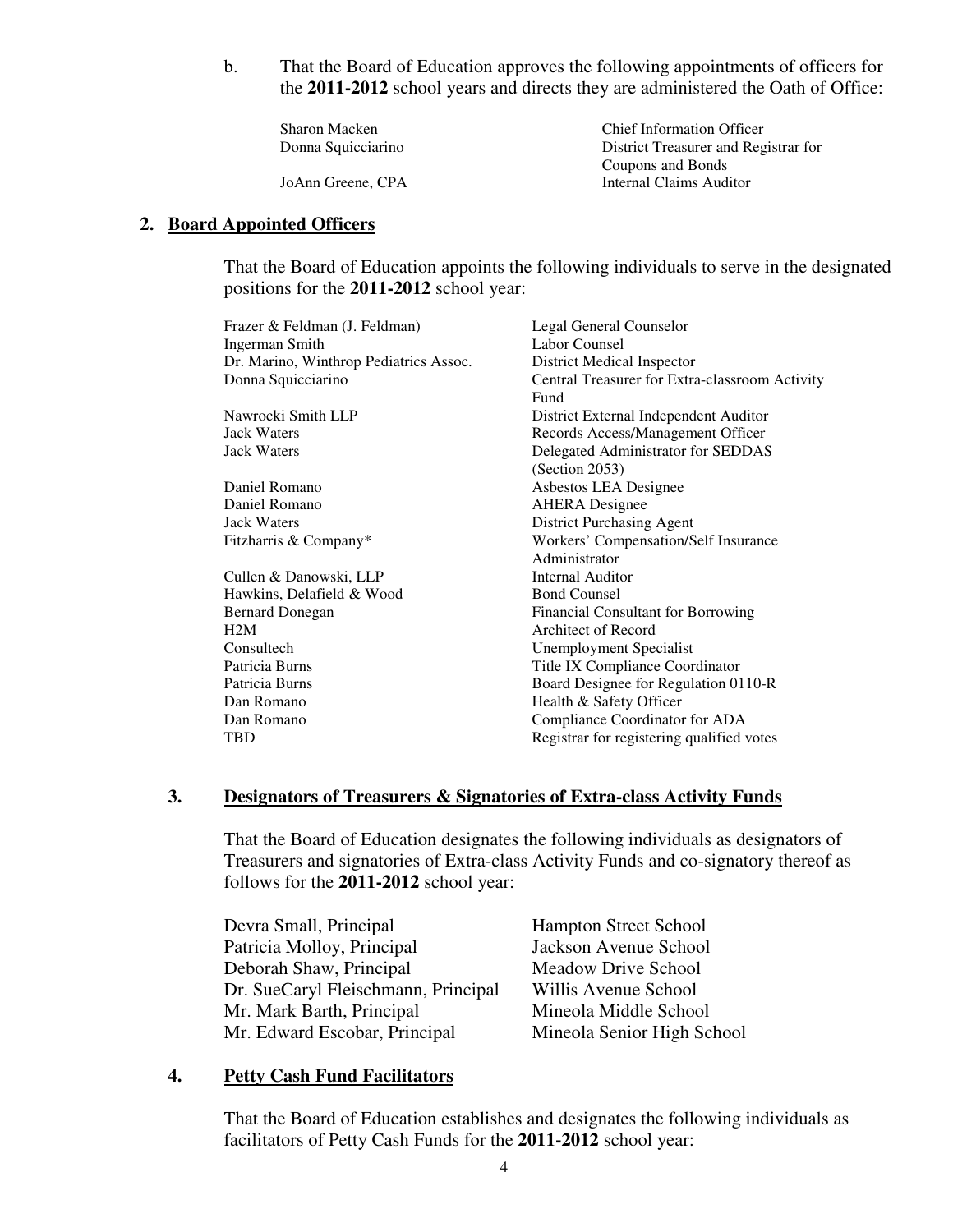b. That the Board of Education approves the following appointments of officers for the **2011-2012** school years and directs they are administered the Oath of Office:

| | |
|---|---|
| Sharon Macken | Chief Information Officer |
| Donna Squicciarino | District Treasurer and Registrar for Coupons and Bonds |
| JoAnn Greene, CPA | Internal Claims Auditor |

## 2. Board Appointed Officers

That the Board of Education appoints the following individuals to serve in the designated positions for the **2011-2012** school year:

| | |
|---|---|
| Frazer & Feldman (J. Feldman) | Legal General Counselor |
| Ingerman Smith | Labor Counsel |
| Dr. Marino, Winthrop Pediatrics Assoc. | District Medical Inspector |
| Donna Squicciarino | Central Treasurer for Extra-classroom Activity Fund |
| Nawrocki Smith LLP | District External Independent Auditor |
| Jack Waters | Records Access/Management Officer |
| Jack Waters | Delegated Administrator for SEDDAS (Section 2053) |
| Daniel Romano | Asbestos LEA Designee |
| Daniel Romano | AHERA Designee |
| Jack Waters | District Purchasing Agent |
| Fitzharris & Company* | Workers' Compensation/Self Insurance Administrator |
| Cullen & Danowski, LLP | Internal Auditor |
| Hawkins, Delafield & Wood | Bond Counsel |
| Bernard Donegan | Financial Consultant for Borrowing |
| H2M | Architect of Record |
| Consultech | Unemployment Specialist |
| Patricia Burns | Title IX Compliance Coordinator |
| Patricia Burns | Board Designee for Regulation 0110-R |
| Dan Romano | Health & Safety Officer |
| Dan Romano | Compliance Coordinator for ADA |
| TBD | Registrar for registering qualified votes |

## 3. Designators of Treasurers & Signatories of Extra-class Activity Funds

That the Board of Education designates the following individuals as designators of Treasurers and signatories of Extra-class Activity Funds and co-signatory thereof as follows for the **2011-2012** school year:

| | |
|---|---|
| Devra Small, Principal | Hampton Street School |
| Patricia Molloy, Principal | Jackson Avenue School |
| Deborah Shaw, Principal | Meadow Drive School |
| Dr. SueCaryl Fleischmann, Principal | Willis Avenue School |
| Mr. Mark Barth, Principal | Mineola Middle School |
| Mr. Edward Escobar, Principal | Mineola Senior High School |

## 4. Petty Cash Fund Facilitators

That the Board of Education establishes and designates the following individuals as facilitators of Petty Cash Funds for the **2011-2012** school year: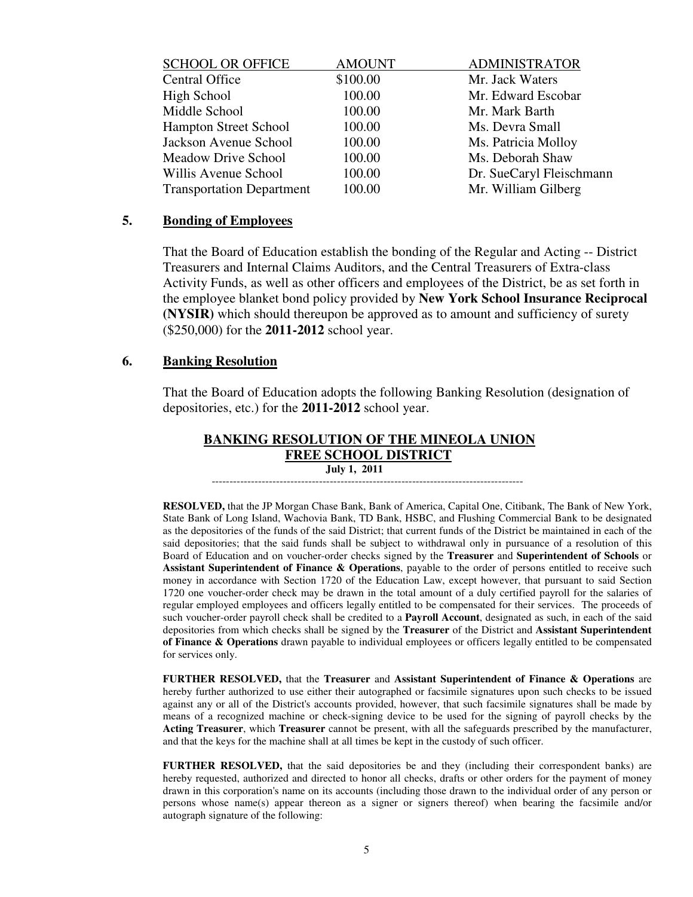| SCHOOL OR OFFICE | AMOUNT | ADMINISTRATOR |
|---|---|---|
| Central Office | $100.00 | Mr. Jack Waters |
| High School | 100.00 | Mr. Edward Escobar |
| Middle School | 100.00 | Mr. Mark Barth |
| Hampton Street School | 100.00 | Ms. Devra Small |
| Jackson Avenue School | 100.00 | Ms. Patricia Molloy |
| Meadow Drive School | 100.00 | Ms. Deborah Shaw |
| Willis Avenue School | 100.00 | Dr. SueCaryl Fleischmann |
| Transportation Department | 100.00 | Mr. William Gilberg |

**5. Bonding of Employees**

That the Board of Education establish the bonding of the Regular and Acting -- District Treasurers and Internal Claims Auditors, and the Central Treasurers of Extra-class Activity Funds, as well as other officers and employees of the District, be as set forth in the employee blanket bond policy provided by **New York School Insurance Reciprocal (NYSIR)** which should thereupon be approved as to amount and sufficiency of surety ($250,000) for the **2011-2012** school year.

**6. Banking Resolution**

That the Board of Education adopts the following Banking Resolution (designation of depositories, etc.) for the **2011-2012** school year.

**BANKING RESOLUTION OF THE MINEOLA UNION FREE SCHOOL DISTRICT**

**July 1, 2011**

---

**RESOLVED,** that the JP Morgan Chase Bank, Bank of America, Capital One, Citibank, The Bank of New York, State Bank of Long Island, Wachovia Bank, TD Bank, HSBC, and Flushing Commercial Bank to be designated as the depositories of the funds of the said District; that current funds of the District be maintained in each of the said depositories; that the said funds shall be subject to withdrawal only in pursuance of a resolution of this Board of Education and on voucher-order checks signed by the **Treasurer** and **Superintendent of Schools** or **Assistant Superintendent of Finance & Operations**, payable to the order of persons entitled to receive such money in accordance with Section 1720 of the Education Law, except however, that pursuant to said Section 1720 one voucher-order check may be drawn in the total amount of a duly certified payroll for the salaries of regular employed employees and officers legally entitled to be compensated for their services. The proceeds of such voucher-order payroll check shall be credited to a **Payroll Account**, designated as such, in each of the said depositories from which checks shall be signed by the **Treasurer** of the District and **Assistant Superintendent of Finance & Operations** drawn payable to individual employees or officers legally entitled to be compensated for services only.

**FURTHER RESOLVED,** that the **Treasurer** and **Assistant Superintendent of Finance & Operations** are hereby further authorized to use either their autographed or facsimile signatures upon such checks to be issued against any or all of the District's accounts provided, however, that such facsimile signatures shall be made by means of a recognized machine or check-signing device to be used for the signing of payroll checks by the **Acting Treasurer**, which **Treasurer** cannot be present, with all the safeguards prescribed by the manufacturer, and that the keys for the machine shall at all times be kept in the custody of such officer.

**FURTHER RESOLVED,** that the said depositories be and they (including their correspondent banks) are hereby requested, authorized and directed to honor all checks, drafts or other orders for the payment of money drawn in this corporation's name on its accounts (including those drawn to the individual order of any person or persons whose name(s) appear thereon as a signer or signers thereof) when bearing the facsimile and/or autograph signature of the following: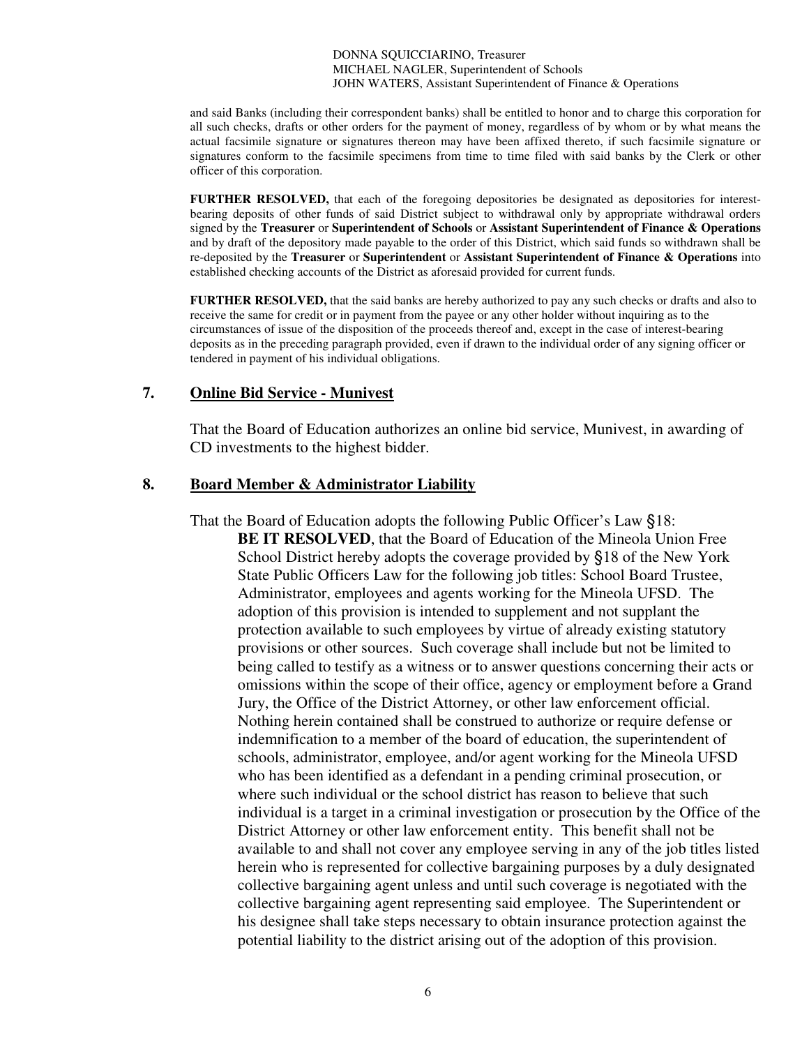DONNA SQUICCIARINO, Treasurer
MICHAEL NAGLER, Superintendent of Schools
JOHN WATERS, Assistant Superintendent of Finance & Operations

and said Banks (including their correspondent banks) shall be entitled to honor and to charge this corporation for all such checks, drafts or other orders for the payment of money, regardless of by whom or by what means the actual facsimile signature or signatures thereon may have been affixed thereto, if such facsimile signature or signatures conform to the facsimile specimens from time to time filed with said banks by the Clerk or other officer of this corporation.

**FURTHER RESOLVED,** that each of the foregoing depositories be designated as depositories for interest-bearing deposits of other funds of said District subject to withdrawal only by appropriate withdrawal orders signed by the **Treasurer** or **Superintendent of Schools** or **Assistant Superintendent of Finance & Operations** and by draft of the depository made payable to the order of this District, which said funds so withdrawn shall be re-deposited by the **Treasurer** or **Superintendent** or **Assistant Superintendent of Finance & Operations** into established checking accounts of the District as aforesaid provided for current funds.

**FURTHER RESOLVED,** that the said banks are hereby authorized to pay any such checks or drafts and also to receive the same for credit or in payment from the payee or any other holder without inquiring as to the circumstances of issue of the disposition of the proceeds thereof and, except in the case of interest-bearing deposits as in the preceding paragraph provided, even if drawn to the individual order of any signing officer or tendered in payment of his individual obligations.

## 7. Online Bid Service - Munivest

That the Board of Education authorizes an online bid service, Munivest, in awarding of CD investments to the highest bidder.

## 8. Board Member & Administrator Liability

That the Board of Education adopts the following Public Officer's Law §18:

**BE IT RESOLVED**, that the Board of Education of the Mineola Union Free School District hereby adopts the coverage provided by §18 of the New York State Public Officers Law for the following job titles: School Board Trustee, Administrator, employees and agents working for the Mineola UFSD. The adoption of this provision is intended to supplement and not supplant the protection available to such employees by virtue of already existing statutory provisions or other sources. Such coverage shall include but not be limited to being called to testify as a witness or to answer questions concerning their acts or omissions within the scope of their office, agency or employment before a Grand Jury, the Office of the District Attorney, or other law enforcement official. Nothing herein contained shall be construed to authorize or require defense or indemnification to a member of the board of education, the superintendent of schools, administrator, employee, and/or agent working for the Mineola UFSD who has been identified as a defendant in a pending criminal prosecution, or where such individual or the school district has reason to believe that such individual is a target in a criminal investigation or prosecution by the Office of the District Attorney or other law enforcement entity. This benefit shall not be available to and shall not cover any employee serving in any of the job titles listed herein who is represented for collective bargaining purposes by a duly designated collective bargaining agent unless and until such coverage is negotiated with the collective bargaining agent representing said employee. The Superintendent or his designee shall take steps necessary to obtain insurance protection against the potential liability to the district arising out of the adoption of this provision.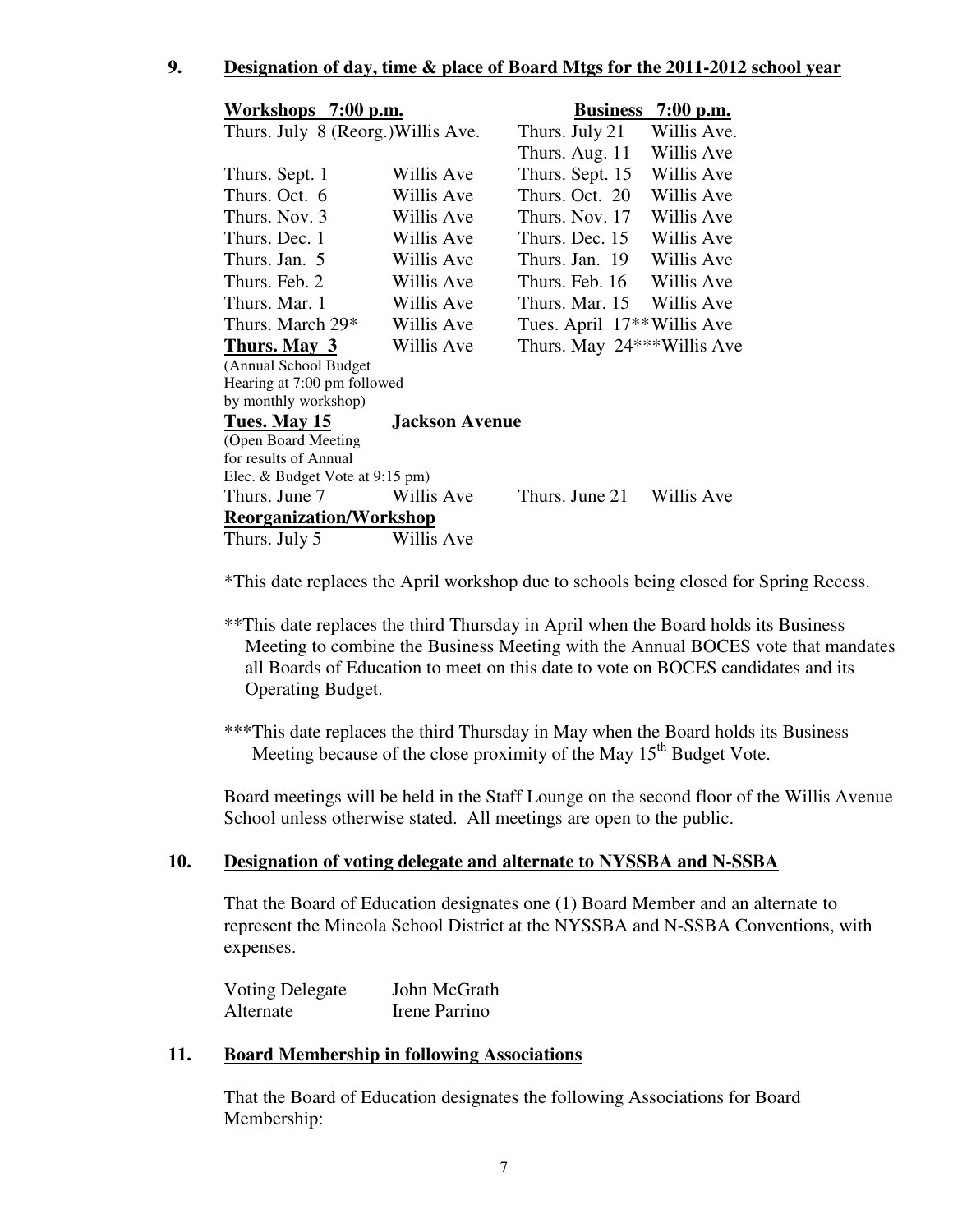**9. Designation of day, time & place of Board Mtgs for the 2011-2012 school year**

| **Workshops 7:00 p.m.** | | **Business 7:00 p.m.** | |
|---|---|---|---|
| Thurs. July 8 (Reorg.) | Willis Ave. | Thurs. July 21 | Willis Ave. |
| | | Thurs. Aug. 11 | Willis Ave |
| Thurs. Sept. 1 | Willis Ave | Thurs. Sept. 15 | Willis Ave |
| Thurs. Oct. 6 | Willis Ave | Thurs. Oct. 20 | Willis Ave |
| Thurs. Nov. 3 | Willis Ave | Thurs. Nov. 17 | Willis Ave |
| Thurs. Dec. 1 | Willis Ave | Thurs. Dec. 15 | Willis Ave |
| Thurs. Jan. 5 | Willis Ave | Thurs. Jan. 19 | Willis Ave |
| Thurs. Feb. 2 | Willis Ave | Thurs. Feb. 16 | Willis Ave |
| Thurs. Mar. 1 | Willis Ave | Thurs. Mar. 15 | Willis Ave |
| Thurs. March 29* | Willis Ave | Tues. April 17** | Willis Ave |
| **Thurs. May 3** (Annual School Budget Hearing at 7:00 pm followed by monthly workshop) | Willis Ave | Thurs. May 24*** | Willis Ave |
| **Tues. May 15** (Open Board Meeting for results of Annual Elec. & Budget Vote at 9:15 pm) | **Jackson Avenue** | | |
| Thurs. June 7 | Willis Ave | Thurs. June 21 | Willis Ave |
| **Reorganization/Workshop** | | | |
| Thurs. July 5 | Willis Ave | | |

*This date replaces the April workshop due to schools being closed for Spring Recess.

**This date replaces the third Thursday in April when the Board holds its Business Meeting to combine the Business Meeting with the Annual BOCES vote that mandates all Boards of Education to meet on this date to vote on BOCES candidates and its Operating Budget.

***This date replaces the third Thursday in May when the Board holds its Business Meeting because of the close proximity of the May 15th Budget Vote.

Board meetings will be held in the Staff Lounge on the second floor of the Willis Avenue School unless otherwise stated. All meetings are open to the public.

**10. Designation of voting delegate and alternate to NYSSBA and N-SSBA**

That the Board of Education designates one (1) Board Member and an alternate to represent the Mineola School District at the NYSSBA and N-SSBA Conventions, with expenses.

| | |
|---|---|
| Voting Delegate | John McGrath |
| Alternate | Irene Parrino |

**11. Board Membership in following Associations**

That the Board of Education designates the following Associations for Board Membership: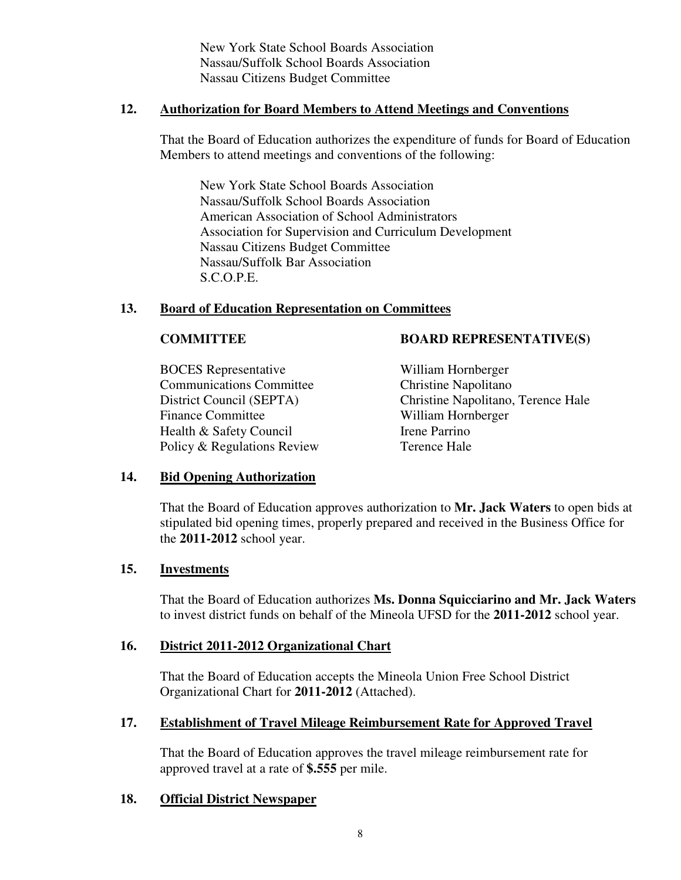New York State School Boards Association
Nassau/Suffolk School Boards Association
Nassau Citizens Budget Committee

### 12. Authorization for Board Members to Attend Meetings and Conventions

That the Board of Education authorizes the expenditure of funds for Board of Education Members to attend meetings and conventions of the following:

New York State School Boards Association
Nassau/Suffolk School Boards Association
American Association of School Administrators
Association for Supervision and Curriculum Development
Nassau Citizens Budget Committee
Nassau/Suffolk Bar Association
S.C.O.P.E.

### 13. Board of Education Representation on Committees

| COMMITTEE | BOARD REPRESENTATIVE(S) |
|---|---|
| BOCES Representative | William Hornberger |
| Communications Committee | Christine Napolitano |
| District Council (SEPTA) | Christine Napolitano, Terence Hale |
| Finance Committee | William Hornberger |
| Health & Safety Council | Irene Parrino |
| Policy & Regulations Review | Terence Hale |

### 14. Bid Opening Authorization

That the Board of Education approves authorization to **Mr. Jack Waters** to open bids at stipulated bid opening times, properly prepared and received in the Business Office for the **2011-2012** school year.

### 15. Investments

That the Board of Education authorizes **Ms. Donna Squicciarino and Mr. Jack Waters** to invest district funds on behalf of the Mineola UFSD for the **2011-2012** school year.

### 16. District 2011-2012 Organizational Chart

That the Board of Education accepts the Mineola Union Free School District Organizational Chart for **2011-2012** (Attached).

### 17. Establishment of Travel Mileage Reimbursement Rate for Approved Travel

That the Board of Education approves the travel mileage reimbursement rate for approved travel at a rate of **$.555** per mile.

### 18. Official District Newspaper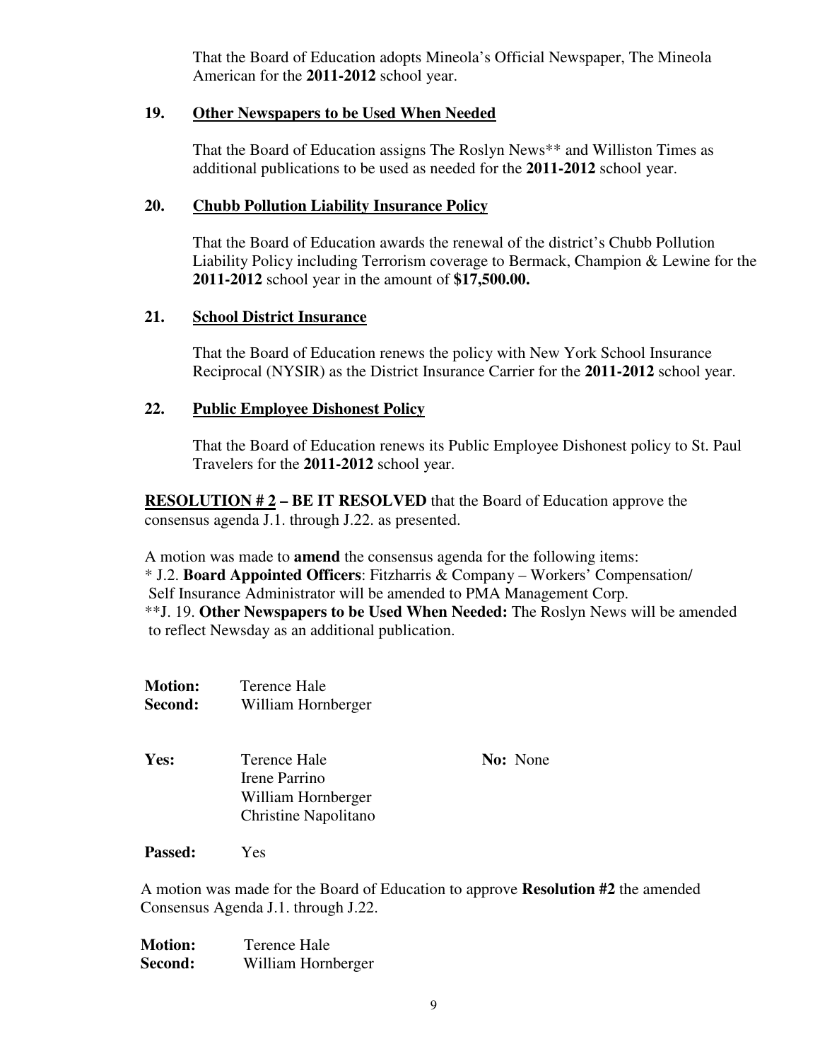That the Board of Education adopts Mineola's Official Newspaper, The Mineola American for the **2011-2012** school year.

**19. Other Newspapers to be Used When Needed**

That the Board of Education assigns The Roslyn News** and Williston Times as additional publications to be used as needed for the **2011-2012** school year.

**20. Chubb Pollution Liability Insurance Policy**

That the Board of Education awards the renewal of the district's Chubb Pollution Liability Policy including Terrorism coverage to Bermack, Champion & Lewine for the **2011-2012** school year in the amount of **$17,500.00.**

**21. School District Insurance**

That the Board of Education renews the policy with New York School Insurance Reciprocal (NYSIR) as the District Insurance Carrier for the **2011-2012** school year.

**22. Public Employee Dishonest Policy**

That the Board of Education renews its Public Employee Dishonest policy to St. Paul Travelers for the **2011-2012** school year.

**RESOLUTION # 2 – BE IT RESOLVED** that the Board of Education approve the consensus agenda J.1. through J.22. as presented.

A motion was made to **amend** the consensus agenda for the following items:
* J.2. **Board Appointed Officers**: Fitzharris & Company – Workers' Compensation/ Self Insurance Administrator will be amended to PMA Management Corp.
**J. 19. **Other Newspapers to be Used When Needed:** The Roslyn News will be amended to reflect Newsday as an additional publication.

**Motion:** Terence Hale
**Second:** William Hornberger

**Yes:** Terence Hale
Irene Parrino
William Hornberger
Christine Napolitano

**No:** None

**Passed:** Yes

A motion was made for the Board of Education to approve **Resolution #2** the amended Consensus Agenda J.1. through J.22.

**Motion:** Terence Hale
**Second:** William Hornberger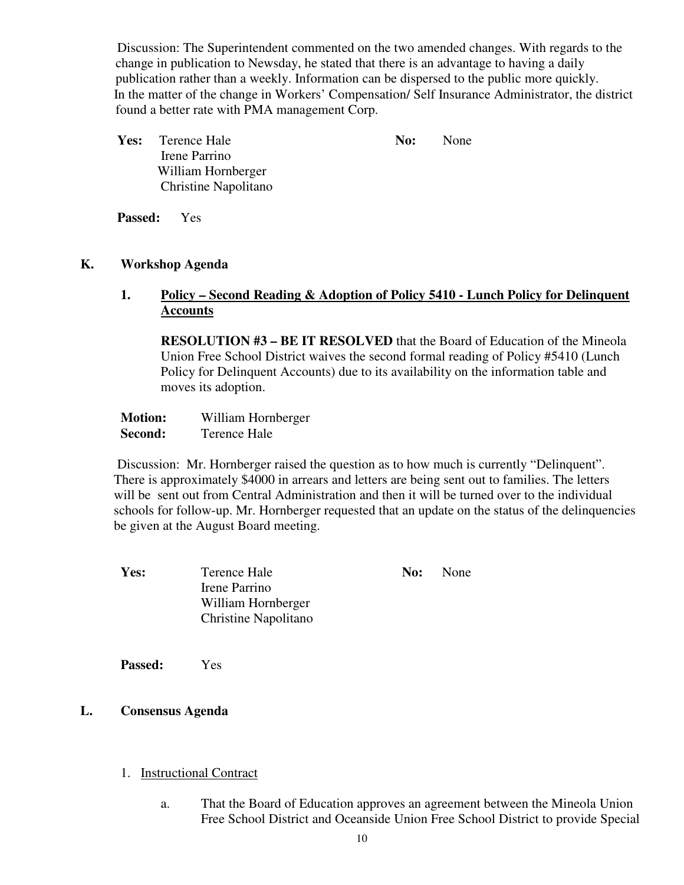Discussion: The Superintendent commented on the two amended changes. With regards to the change in publication to Newsday, he stated that there is an advantage to having a daily publication rather than a weekly. Information can be dispersed to the public more quickly. In the matter of the change in Workers' Compensation/ Self Insurance Administrator, the district found a better rate with PMA management Corp.

**Yes:** Terence Hale
Irene Parrino
William Hornberger
Christine Napolitano

**No:** None

**Passed:** Yes

## K. Workshop Agenda

### 1. Policy – Second Reading & Adoption of Policy 5410 - Lunch Policy for Delinquent Accounts

**RESOLUTION #3 – BE IT RESOLVED** that the Board of Education of the Mineola Union Free School District waives the second formal reading of Policy #5410 (Lunch Policy for Delinquent Accounts) due to its availability on the information table and moves its adoption.

**Motion:** William Hornberger
**Second:** Terence Hale

Discussion: Mr. Hornberger raised the question as to how much is currently "Delinquent". There is approximately $4000 in arrears and letters are being sent out to families. The letters will be sent out from Central Administration and then it will be turned over to the individual schools for follow-up. Mr. Hornberger requested that an update on the status of the delinquencies be given at the August Board meeting.

**Yes:** Terence Hale
Irene Parrino
William Hornberger
Christine Napolitano

**No:** None

**Passed:** Yes

## L. Consensus Agenda

1. Instructional Contract

a. That the Board of Education approves an agreement between the Mineola Union Free School District and Oceanside Union Free School District to provide Special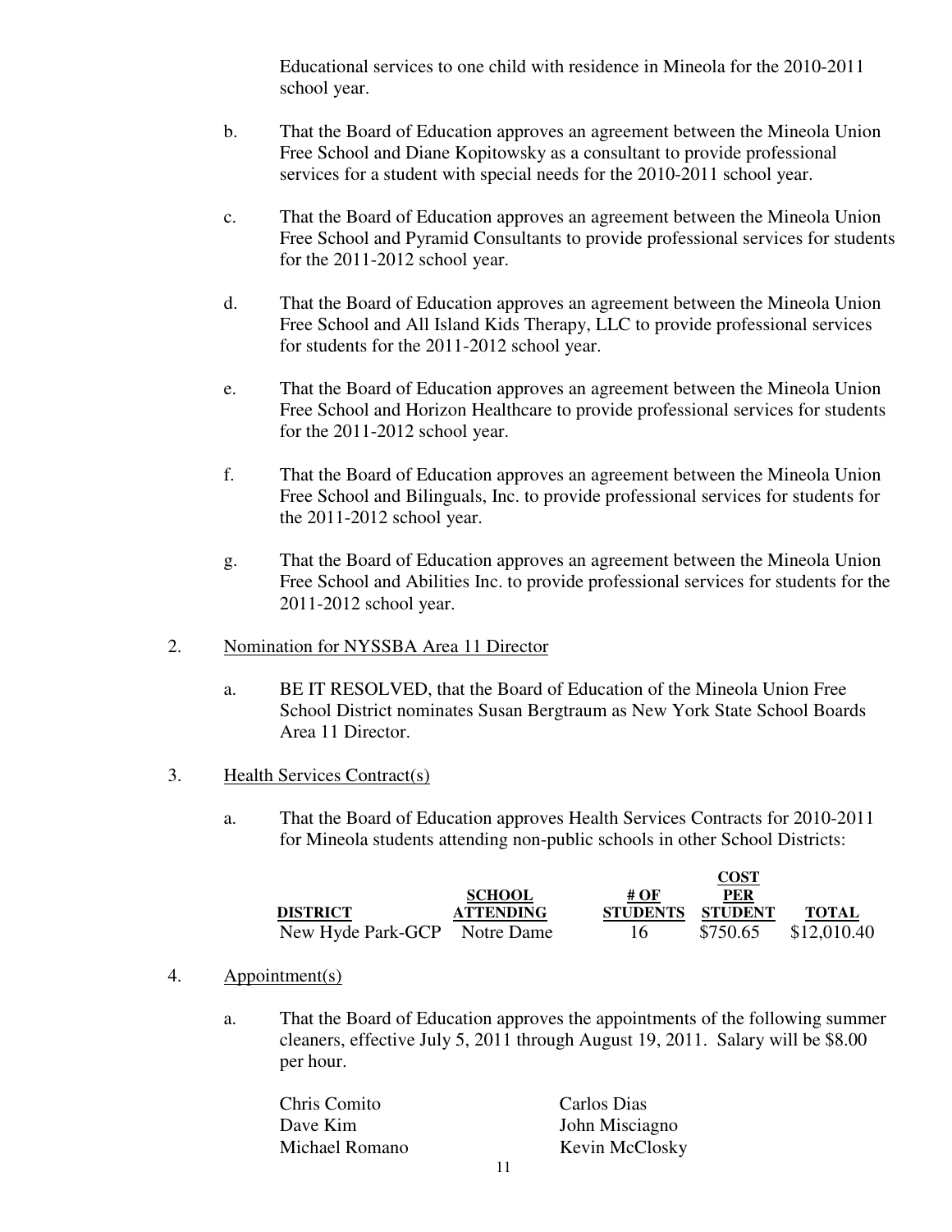Educational services to one child with residence in Mineola for the 2010-2011 school year.

b. That the Board of Education approves an agreement between the Mineola Union Free School and Diane Kopitowsky as a consultant to provide professional services for a student with special needs for the 2010-2011 school year.

c. That the Board of Education approves an agreement between the Mineola Union Free School and Pyramid Consultants to provide professional services for students for the 2011-2012 school year.

d. That the Board of Education approves an agreement between the Mineola Union Free School and All Island Kids Therapy, LLC to provide professional services for students for the 2011-2012 school year.

e. That the Board of Education approves an agreement between the Mineola Union Free School and Horizon Healthcare to provide professional services for students for the 2011-2012 school year.

f. That the Board of Education approves an agreement between the Mineola Union Free School and Bilinguals, Inc. to provide professional services for students for the 2011-2012 school year.

g. That the Board of Education approves an agreement between the Mineola Union Free School and Abilities Inc. to provide professional services for students for the 2011-2012 school year.

2. Nomination for NYSSBA Area 11 Director

a. BE IT RESOLVED, that the Board of Education of the Mineola Union Free School District nominates Susan Bergtraum as New York State School Boards Area 11 Director.

3. Health Services Contract(s)

a. That the Board of Education approves Health Services Contracts for 2010-2011 for Mineola students attending non-public schools in other School Districts:

| DISTRICT | SCHOOL ATTENDING | # OF STUDENTS | COST PER STUDENT | TOTAL |
|---|---|---|---|---|
| New Hyde Park-GCP | Notre Dame | 16 | $750.65 | $12,010.40 |

4. Appointment(s)

a. That the Board of Education approves the appointments of the following summer cleaners, effective July 5, 2011 through August 19, 2011. Salary will be $8.00 per hour.

Chris Comito
Carlos Dias
Dave Kim
John Misciagno
Michael Romano
Kevin McClosky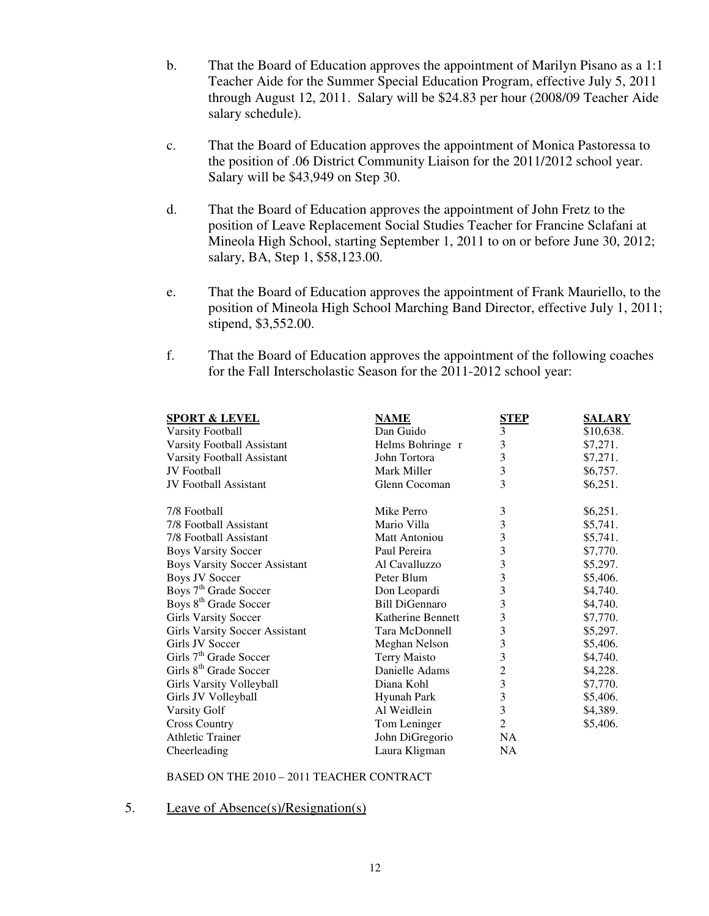b. That the Board of Education approves the appointment of Marilyn Pisano as a 1:1 Teacher Aide for the Summer Special Education Program, effective July 5, 2011 through August 12, 2011. Salary will be $24.83 per hour (2008/09 Teacher Aide salary schedule).

c. That the Board of Education approves the appointment of Monica Pastoressa to the position of .06 District Community Liaison for the 2011/2012 school year. Salary will be $43,949 on Step 30.

d. That the Board of Education approves the appointment of John Fretz to the position of Leave Replacement Social Studies Teacher for Francine Sclafani at Mineola High School, starting September 1, 2011 to on or before June 30, 2012; salary, BA, Step 1, $58,123.00.

e. That the Board of Education approves the appointment of Frank Mauriello, to the position of Mineola High School Marching Band Director, effective July 1, 2011; stipend, $3,552.00.

f. That the Board of Education approves the appointment of the following coaches for the Fall Interscholastic Season for the 2011-2012 school year:

| SPORT & LEVEL | NAME | STEP | SALARY |
|---|---|---|---|
| Varsity Football | Dan Guido | 3 | $10,638. |
| Varsity Football Assistant | Helms Bohringe r | 3 | $7,271. |
| Varsity Football Assistant | John Tortora | 3 | $7,271. |
| JV Football | Mark Miller | 3 | $6,757. |
| JV Football Assistant | Glenn Cocoman | 3 | $6,251. |
| 7/8 Football | Mike Perro | 3 | $6,251. |
| 7/8 Football Assistant | Mario Villa | 3 | $5,741. |
| 7/8 Football Assistant | Matt Antoniou | 3 | $5,741. |
| Boys Varsity Soccer | Paul Pereira | 3 | $7,770. |
| Boys Varsity Soccer Assistant | Al Cavalluzzo | 3 | $5,297. |
| Boys JV Soccer | Peter Blum | 3 | $5,406. |
| Boys 7th Grade Soccer | Don Leopardi | 3 | $4,740. |
| Boys 8th Grade Soccer | Bill DiGennaro | 3 | $4,740. |
| Girls Varsity Soccer | Katherine Bennett | 3 | $7,770. |
| Girls Varsity Soccer Assistant | Tara McDonnell | 3 | $5,297. |
| Girls JV Soccer | Meghan Nelson | 3 | $5,406. |
| Girls 7th Grade Soccer | Terry Maisto | 3 | $4,740. |
| Girls 8th Grade Soccer | Danielle Adams | 2 | $4,228. |
| Girls Varsity Volleyball | Diana Kohl | 3 | $7,770. |
| Girls JV Volleyball | Hyunah Park | 3 | $5,406. |
| Varsity Golf | Al Weidlein | 3 | $4,389. |
| Cross Country | Tom Leninger | 2 | $5,406. |
| Athletic Trainer | John DiGregorio | NA | |
| Cheerleading | Laura Kligman | NA | |

BASED ON THE 2010 – 2011 TEACHER CONTRACT

5. Leave of Absence(s)/Resignation(s)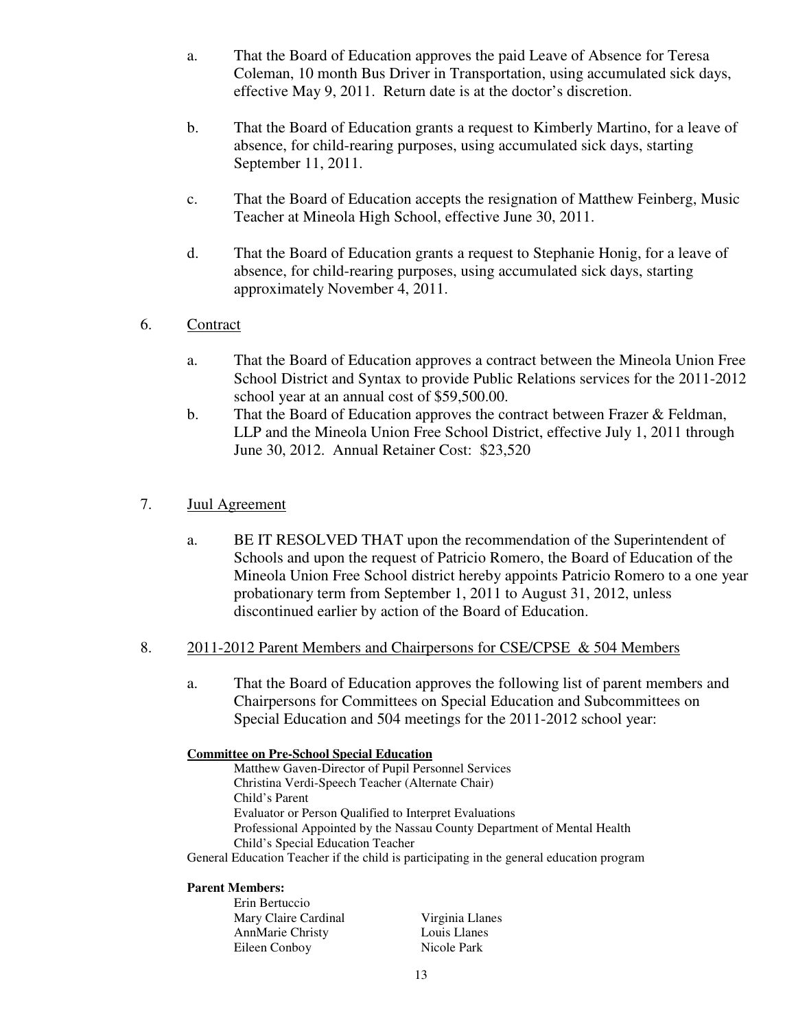a. That the Board of Education approves the paid Leave of Absence for Teresa Coleman, 10 month Bus Driver in Transportation, using accumulated sick days, effective May 9, 2011. Return date is at the doctor's discretion.

b. That the Board of Education grants a request to Kimberly Martino, for a leave of absence, for child-rearing purposes, using accumulated sick days, starting September 11, 2011.

c. That the Board of Education accepts the resignation of Matthew Feinberg, Music Teacher at Mineola High School, effective June 30, 2011.

d. That the Board of Education grants a request to Stephanie Honig, for a leave of absence, for child-rearing purposes, using accumulated sick days, starting approximately November 4, 2011.

6. Contract

a. That the Board of Education approves a contract between the Mineola Union Free School District and Syntax to provide Public Relations services for the 2011-2012 school year at an annual cost of $59,500.00.

b. That the Board of Education approves the contract between Frazer & Feldman, LLP and the Mineola Union Free School District, effective July 1, 2011 through June 30, 2012. Annual Retainer Cost: $23,520

7. Juul Agreement

a. BE IT RESOLVED THAT upon the recommendation of the Superintendent of Schools and upon the request of Patricio Romero, the Board of Education of the Mineola Union Free School district hereby appoints Patricio Romero to a one year probationary term from September 1, 2011 to August 31, 2012, unless discontinued earlier by action of the Board of Education.

8. 2011-2012 Parent Members and Chairpersons for CSE/CPSE & 504 Members

a. That the Board of Education approves the following list of parent members and Chairpersons for Committees on Special Education and Subcommittees on Special Education and 504 meetings for the 2011-2012 school year:

**Committee on Pre-School Special Education**

Matthew Gaven-Director of Pupil Personnel Services
Christina Verdi-Speech Teacher (Alternate Chair)
Child's Parent
Evaluator or Person Qualified to Interpret Evaluations
Professional Appointed by the Nassau County Department of Mental Health
Child's Special Education Teacher
General Education Teacher if the child is participating in the general education program

**Parent Members:**

Erin Bertuccio
Mary Claire Cardinal
AnnMarie Christy
Eileen Conboy
Virginia Llanes
Louis Llanes
Nicole Park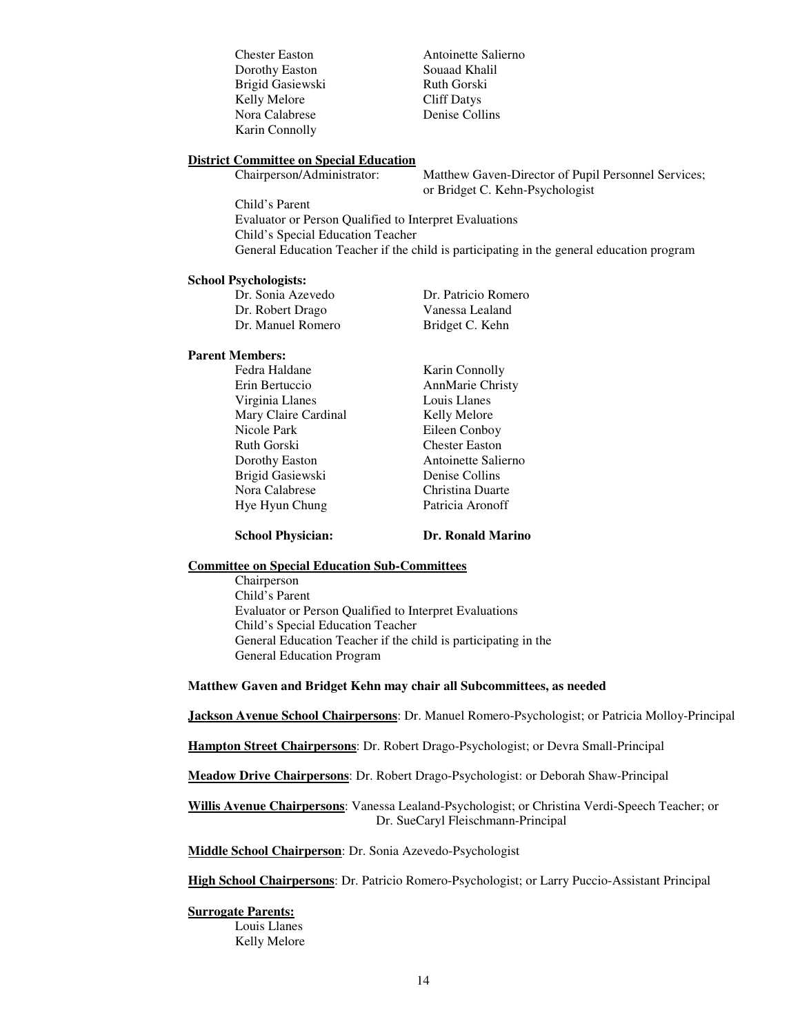| | |
|---|---|
| Chester Easton | Antoinette Salierno |
| Dorothy Easton | Souaad Khalil |
| Brigid Gasiewski | Ruth Gorski |
| Kelly Melore | Cliff Datys |
| Nora Calabrese | Denise Collins |
| Karin Connolly | |

**District Committee on Special Education**

Chairperson/Administrator: Matthew Gaven-Director of Pupil Personnel Services; or Bridget C. Kehn-Psychologist

Child's Parent
Evaluator or Person Qualified to Interpret Evaluations
Child's Special Education Teacher
General Education Teacher if the child is participating in the general education program

**School Psychologists:**

| | |
|---|---|
| Dr. Sonia Azevedo | Dr. Patricio Romero |
| Dr. Robert Drago | Vanessa Lealand |
| Dr. Manuel Romero | Bridget C. Kehn |

**Parent Members:**

| | |
|---|---|
| Fedra Haldane | Karin Connolly |
| Erin Bertuccio | AnnMarie Christy |
| Virginia Llanes | Louis Llanes |
| Mary Claire Cardinal | Kelly Melore |
| Nicole Park | Eileen Conboy |
| Ruth Gorski | Chester Easton |
| Dorothy Easton | Antoinette Salierno |
| Brigid Gasiewski | Denise Collins |
| Nora Calabrese | Christina Duarte |
| Hye Hyun Chung | Patricia Aronoff |

**School Physician:** **Dr. Ronald Marino**

**Committee on Special Education Sub-Committees**

Chairperson
Child's Parent
Evaluator or Person Qualified to Interpret Evaluations
Child's Special Education Teacher
General Education Teacher if the child is participating in the General Education Program

**Matthew Gaven and Bridget Kehn may chair all Subcommittees, as needed**

**Jackson Avenue School Chairpersons**: Dr. Manuel Romero-Psychologist; or Patricia Molloy-Principal

**Hampton Street Chairpersons**: Dr. Robert Drago-Psychologist; or Devra Small-Principal

**Meadow Drive Chairpersons**: Dr. Robert Drago-Psychologist: or Deborah Shaw-Principal

**Willis Avenue Chairpersons**: Vanessa Lealand-Psychologist; or Christina Verdi-Speech Teacher; or Dr. SueCaryl Fleischmann-Principal

**Middle School Chairperson**: Dr. Sonia Azevedo-Psychologist

**High School Chairpersons**: Dr. Patricio Romero-Psychologist; or Larry Puccio-Assistant Principal

**Surrogate Parents:**

Louis Llanes
Kelly Melore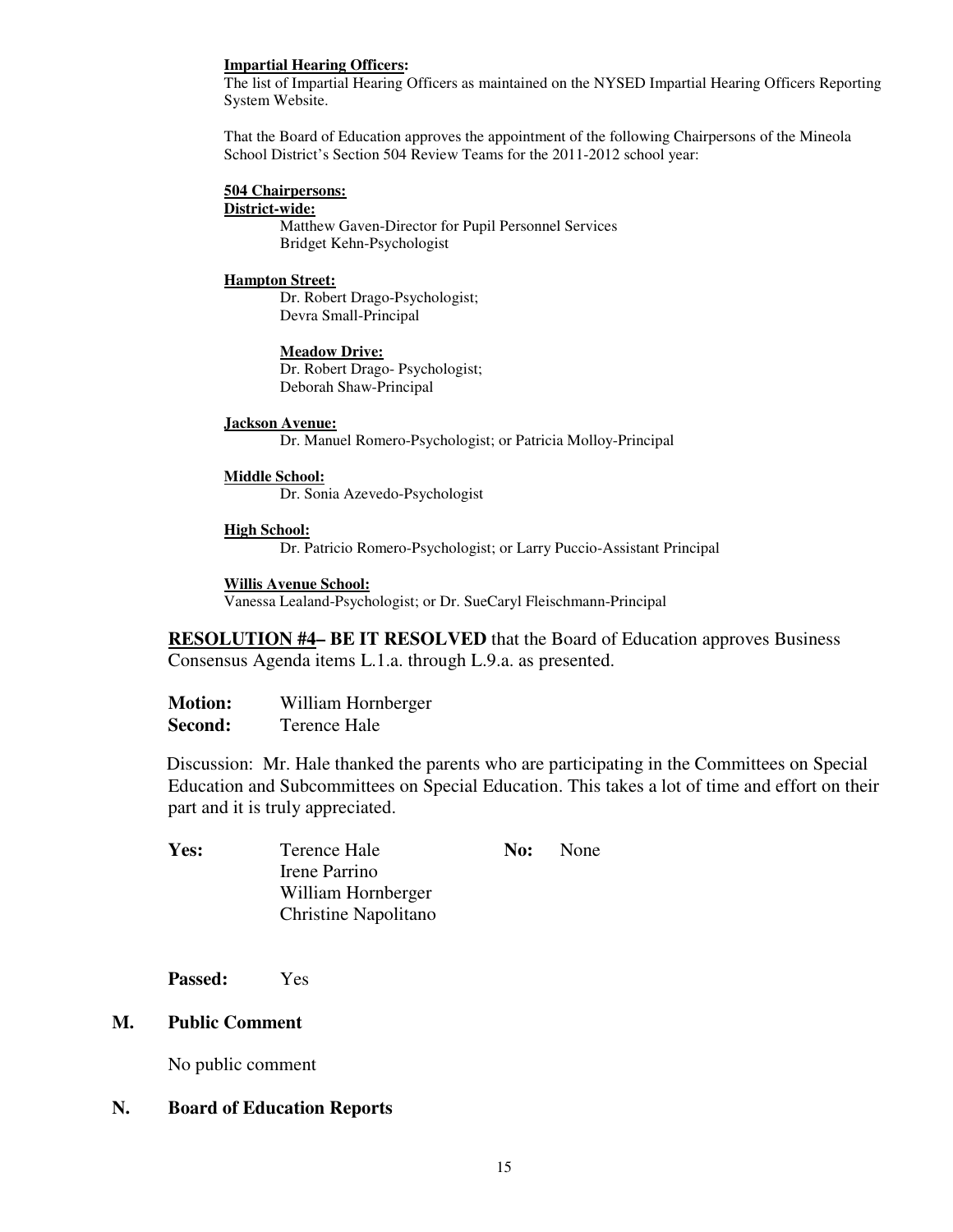**Impartial Hearing Officers:**
The list of Impartial Hearing Officers as maintained on the NYSED Impartial Hearing Officers Reporting System Website.

That the Board of Education approves the appointment of the following Chairpersons of the Mineola School District's Section 504 Review Teams for the 2011-2012 school year:

**504 Chairpersons:**

**District-wide:**
Matthew Gaven-Director for Pupil Personnel Services
Bridget Kehn-Psychologist

**Hampton Street:**
Dr. Robert Drago-Psychologist;
Devra Small-Principal

**Meadow Drive:**
Dr. Robert Drago- Psychologist;
Deborah Shaw-Principal

**Jackson Avenue:**
Dr. Manuel Romero-Psychologist; or Patricia Molloy-Principal

**Middle School:**
Dr. Sonia Azevedo-Psychologist

**High School:**
Dr. Patricio Romero-Psychologist; or Larry Puccio-Assistant Principal

**Willis Avenue School:**
Vanessa Lealand-Psychologist; or Dr. SueCaryl Fleischmann-Principal

**RESOLUTION #4– BE IT RESOLVED** that the Board of Education approves Business Consensus Agenda items L.1.a. through L.9.a. as presented.

**Motion:** William Hornberger
**Second:** Terence Hale

Discussion: Mr. Hale thanked the parents who are participating in the Committees on Special Education and Subcommittees on Special Education. This takes a lot of time and effort on their part and it is truly appreciated.

**Yes:** Terence Hale
Irene Parrino
William Hornberger
Christine Napolitano

**No:** None

**Passed:** Yes

## M. Public Comment

No public comment

## N. Board of Education Reports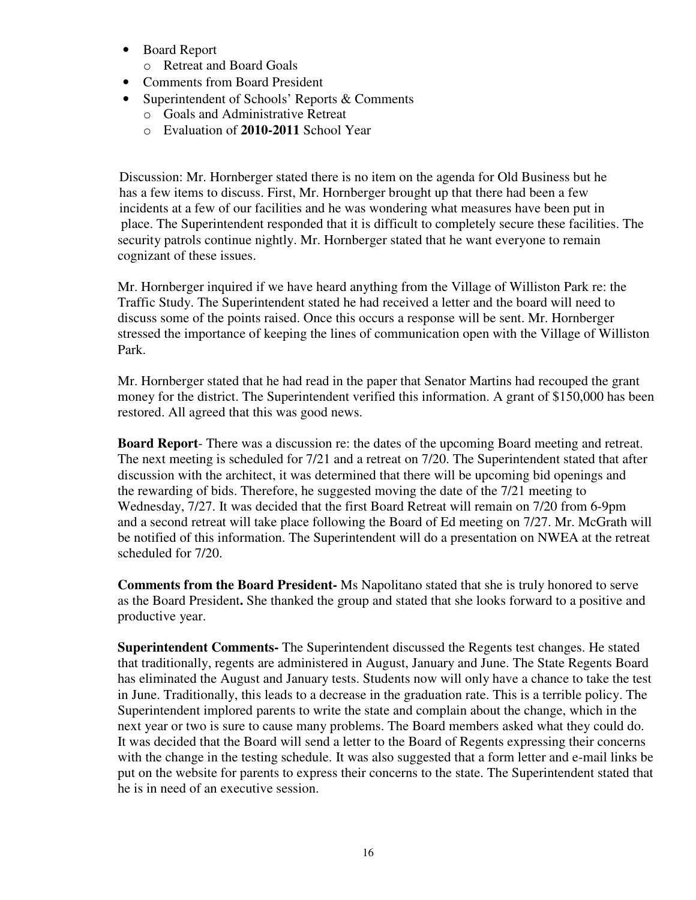- Board Report
  - Retreat and Board Goals
- Comments from Board President
- Superintendent of Schools' Reports & Comments
  - Goals and Administrative Retreat
  - Evaluation of **2010-2011** School Year

Discussion: Mr. Hornberger stated there is no item on the agenda for Old Business but he has a few items to discuss. First, Mr. Hornberger brought up that there had been a few incidents at a few of our facilities and he was wondering what measures have been put in place. The Superintendent responded that it is difficult to completely secure these facilities. The security patrols continue nightly. Mr. Hornberger stated that he want everyone to remain cognizant of these issues.

Mr. Hornberger inquired if we have heard anything from the Village of Williston Park re: the Traffic Study. The Superintendent stated he had received a letter and the board will need to discuss some of the points raised. Once this occurs a response will be sent. Mr. Hornberger stressed the importance of keeping the lines of communication open with the Village of Williston Park.

Mr. Hornberger stated that he had read in the paper that Senator Martins had recouped the grant money for the district. The Superintendent verified this information. A grant of $150,000 has been restored. All agreed that this was good news.

**Board Report**- There was a discussion re: the dates of the upcoming Board meeting and retreat. The next meeting is scheduled for 7/21 and a retreat on 7/20. The Superintendent stated that after discussion with the architect, it was determined that there will be upcoming bid openings and the rewarding of bids. Therefore, he suggested moving the date of the 7/21 meeting to Wednesday, 7/27. It was decided that the first Board Retreat will remain on 7/20 from 6-9pm and a second retreat will take place following the Board of Ed meeting on 7/27. Mr. McGrath will be notified of this information. The Superintendent will do a presentation on NWEA at the retreat scheduled for 7/20.

**Comments from the Board President-** Ms Napolitano stated that she is truly honored to serve as the Board President**.** She thanked the group and stated that she looks forward to a positive and productive year.

**Superintendent Comments-** The Superintendent discussed the Regents test changes. He stated that traditionally, regents are administered in August, January and June. The State Regents Board has eliminated the August and January tests. Students now will only have a chance to take the test in June. Traditionally, this leads to a decrease in the graduation rate. This is a terrible policy. The Superintendent implored parents to write the state and complain about the change, which in the next year or two is sure to cause many problems. The Board members asked what they could do. It was decided that the Board will send a letter to the Board of Regents expressing their concerns with the change in the testing schedule. It was also suggested that a form letter and e-mail links be put on the website for parents to express their concerns to the state. The Superintendent stated that he is in need of an executive session.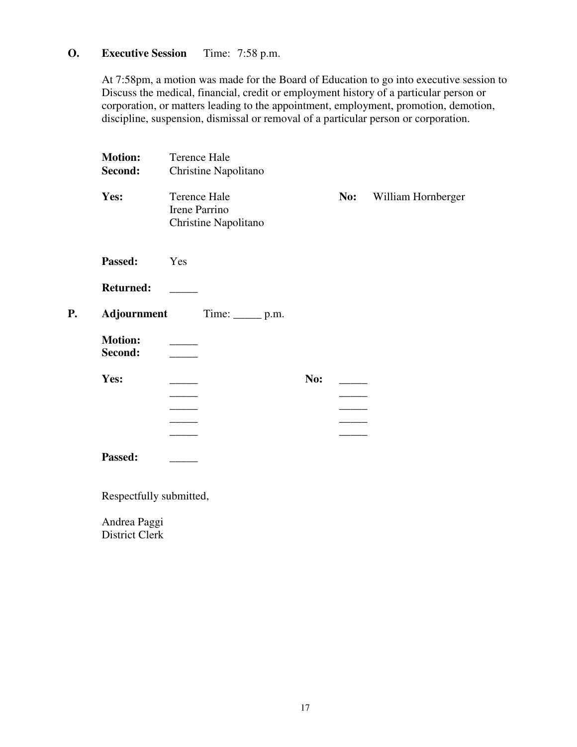**O. Executive Session** Time: 7:58 p.m.

At 7:58pm, a motion was made for the Board of Education to go into executive session to Discuss the medical, financial, credit or employment history of a particular person or corporation, or matters leading to the appointment, employment, promotion, demotion, discipline, suspension, dismissal or removal of a particular person or corporation.

**Motion:** Terence Hale
**Second:** Christine Napolitano

| | | | |
|---|---|---|---|
| **Yes:** | Terence Hale | **No:** | William Hornberger |
| | Irene Parrino | | |
| | Christine Napolitano | | |

**Passed:** Yes

**Returned:** _____

**P. Adjournment** Time: _____ p.m.

**Motion:** _____
**Second:** _____

| | | | |
|---|---|---|---|
| **Yes:** | _____ | **No:** | _____ |
| | _____ | | _____ |
| | _____ | | _____ |
| | _____ | | _____ |
| | _____ | | _____ |

**Passed:** _____

Respectfully submitted,

Andrea Paggi
District Clerk